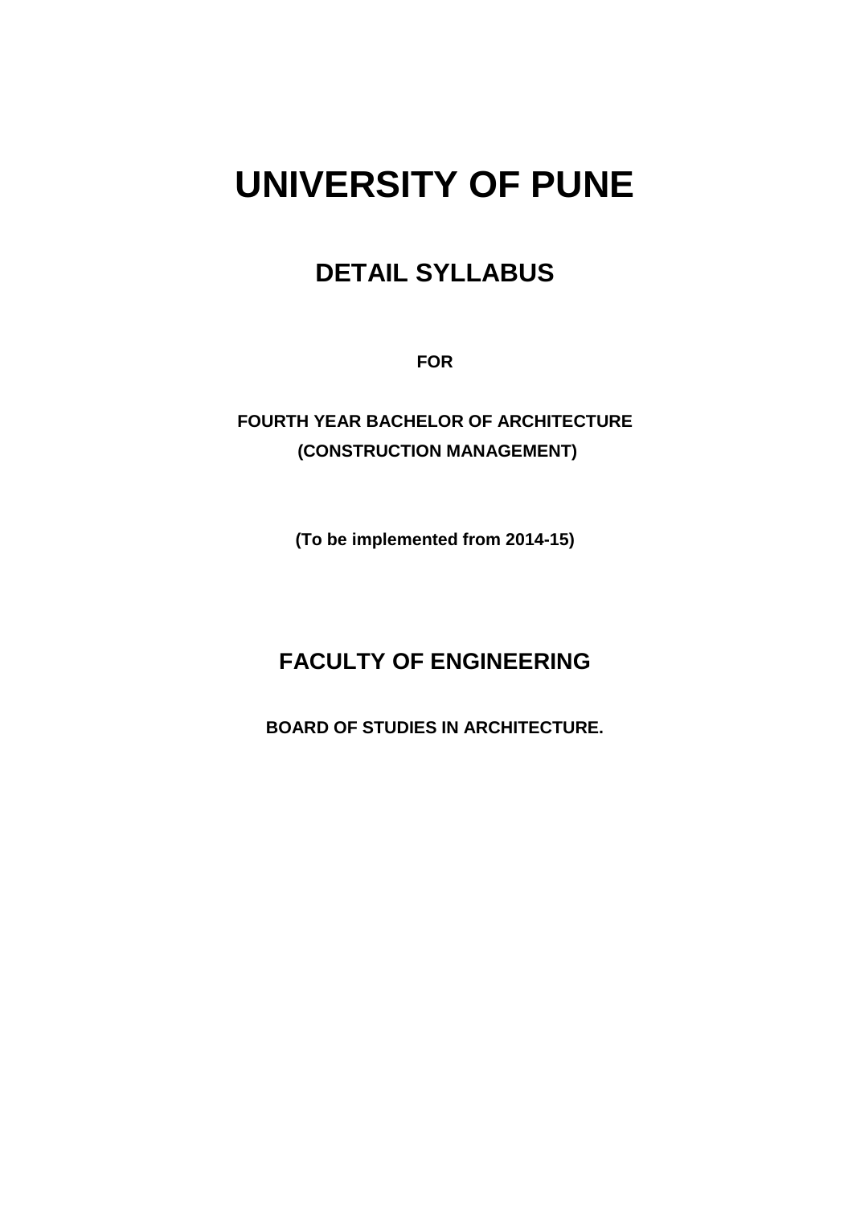# UNIVERSITY OF PUNE

## DETAIL SYLLABUS

**FOR**

**FOURTH YEAR BACHELOR OF ARCHITECTURE**
**(CONSTRUCTION MANAGEMENT)**

**(To be implemented from 2014-15)**

## FACULTY OF ENGINEERING

**BOARD OF STUDIES IN ARCHITECTURE.**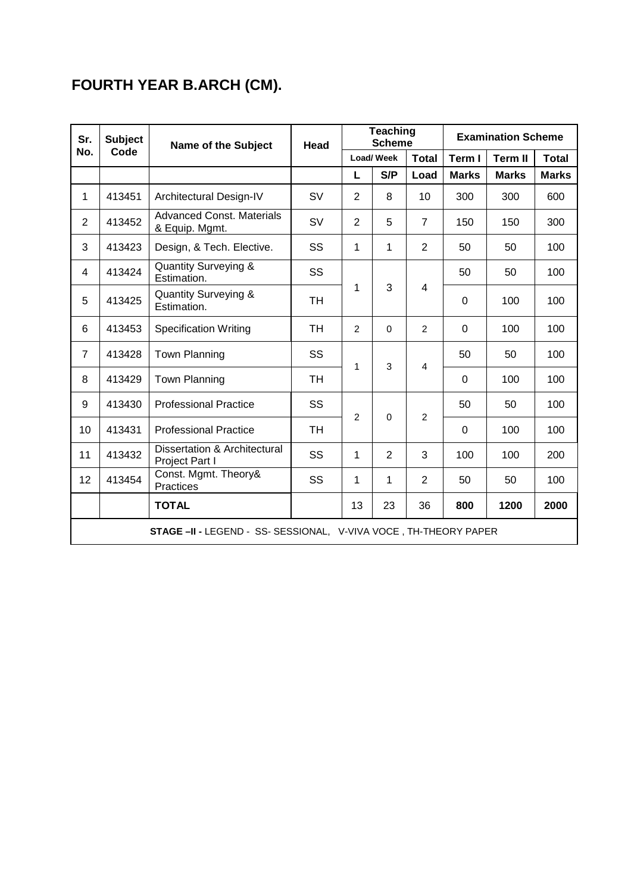## FOURTH YEAR B.ARCH (CM).

| Sr. No. | Subject Code | Name of the Subject | Head | Teaching Scheme | | | Examination Scheme | | |
|---|---|---|---|---|---|---|---|---|---|
| | | | | Load/ Week | | Total | Term I | Term II | Total |
| | | | | L | S/P | Load | Marks | Marks | Marks |
| 1 | 413451 | Architectural Design-IV | SV | 2 | 8 | 10 | 300 | 300 | 600 |
| 2 | 413452 | Advanced Const. Materials & Equip. Mgmt. | SV | 2 | 5 | 7 | 150 | 150 | 300 |
| 3 | 413423 | Design, & Tech. Elective. | SS | 1 | 1 | 2 | 50 | 50 | 100 |
| 4 | 413424 | Quantity Surveying & Estimation. | SS | 1 | 3 | 4 | 50 | 50 | 100 |
| 5 | 413425 | Quantity Surveying & Estimation. | TH | | | | 0 | 100 | 100 |
| 6 | 413453 | Specification Writing | TH | 2 | 0 | 2 | 0 | 100 | 100 |
| 7 | 413428 | Town Planning | SS | 1 | 3 | 4 | 50 | 50 | 100 |
| 8 | 413429 | Town Planning | TH | | | | 0 | 100 | 100 |
| 9 | 413430 | Professional Practice | SS | 2 | 0 | 2 | 50 | 50 | 100 |
| 10 | 413431 | Professional Practice | TH | | | | 0 | 100 | 100 |
| 11 | 413432 | Dissertation & Architectural Project Part I | SS | 1 | 2 | 3 | 100 | 100 | 200 |
| 12 | 413454 | Const. Mgmt. Theory& Practices | SS | 1 | 1 | 2 | 50 | 50 | 100 |
| | | **TOTAL** | | 13 | 23 | 36 | **800** | **1200** | **2000** |

**STAGE –II -** LEGEND - SS- SESSIONAL, V-VIVA VOCE , TH-THEORY PAPER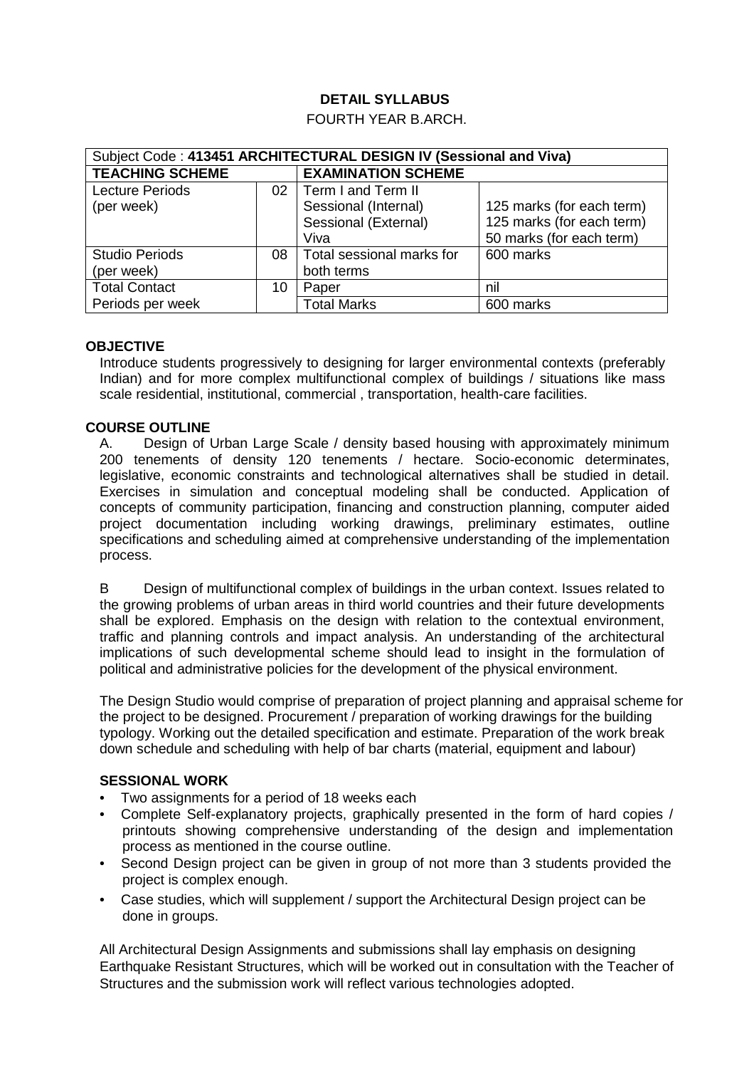**DETAIL SYLLABUS**

FOURTH YEAR B.ARCH.

| Subject Code : **413451 ARCHITECTURAL DESIGN IV (Sessional and Viva)** | | | |
|---|---|---|---|
| **TEACHING SCHEME** | | **EXAMINATION SCHEME** | |
| Lecture Periods (per week) | 02 | Term I and Term II<br>Sessional (Internal)<br>Sessional (External)<br>Viva | <br>125 marks (for each term)<br>125 marks (for each term)<br>50 marks (for each term) |
| Studio Periods (per week) | 08 | Total sessional marks for both terms | 600 marks |
| Total Contact Periods per week | 10 | Paper | nil |
| | | Total Marks | 600 marks |

**OBJECTIVE**

Introduce students progressively to designing for larger environmental contexts (preferably Indian) and for more complex multifunctional complex of buildings / situations like mass scale residential, institutional, commercial , transportation, health-care facilities.

**COURSE OUTLINE**

A. Design of Urban Large Scale / density based housing with approximately minimum 200 tenements of density 120 tenements / hectare. Socio-economic determinates, legislative, economic constraints and technological alternatives shall be studied in detail. Exercises in simulation and conceptual modeling shall be conducted. Application of concepts of community participation, financing and construction planning, computer aided project documentation including working drawings, preliminary estimates, outline specifications and scheduling aimed at comprehensive understanding of the implementation process.

B Design of multifunctional complex of buildings in the urban context. Issues related to the growing problems of urban areas in third world countries and their future developments shall be explored. Emphasis on the design with relation to the contextual environment, traffic and planning controls and impact analysis. An understanding of the architectural implications of such developmental scheme should lead to insight in the formulation of political and administrative policies for the development of the physical environment.

The Design Studio would comprise of preparation of project planning and appraisal scheme for the project to be designed. Procurement / preparation of working drawings for the building typology. Working out the detailed specification and estimate. Preparation of the work break down schedule and scheduling with help of bar charts (material, equipment and labour)

**SESSIONAL WORK**

- Two assignments for a period of 18 weeks each
- Complete Self-explanatory projects, graphically presented in the form of hard copies / printouts showing comprehensive understanding of the design and implementation process as mentioned in the course outline.
- Second Design project can be given in group of not more than 3 students provided the project is complex enough.
- Case studies, which will supplement / support the Architectural Design project can be done in groups.

All Architectural Design Assignments and submissions shall lay emphasis on designing Earthquake Resistant Structures, which will be worked out in consultation with the Teacher of Structures and the submission work will reflect various technologies adopted.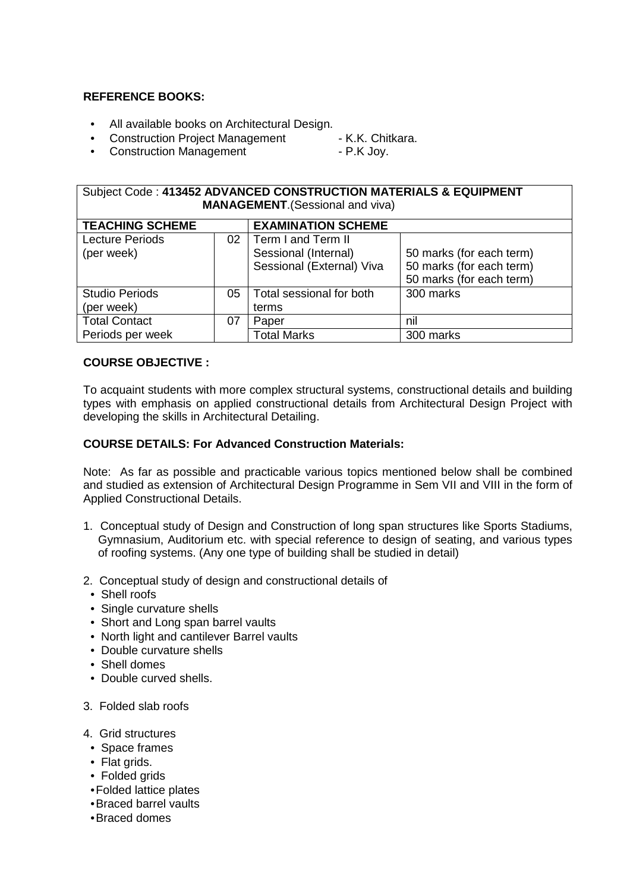**REFERENCE BOOKS:**

- All available books on Architectural Design.
- Construction Project Management - K.K. Chitkara.
- Construction Management - P.K Joy.

| Subject Code : **413452 ADVANCED CONSTRUCTION MATERIALS & EQUIPMENT MANAGEMENT**.(Sessional and viva) | | | |
|---|---|---|---|
| **TEACHING SCHEME** | | **EXAMINATION SCHEME** | |
| Lecture Periods (per week) | 02 | Term I and Term II<br>Sessional (Internal)<br>Sessional (External) Viva | <br>50 marks (for each term)<br>50 marks (for each term)<br>50 marks (for each term) |
| Studio Periods (per week) | 05 | Total sessional for both terms | 300 marks |
| Total Contact Periods per week | 07 | Paper | nil |
| | | Total Marks | 300 marks |

**COURSE OBJECTIVE :**

To acquaint students with more complex structural systems, constructional details and building types with emphasis on applied constructional details from Architectural Design Project with developing the skills in Architectural Detailing.

**COURSE DETAILS: For Advanced Construction Materials:**

Note: As far as possible and practicable various topics mentioned below shall be combined and studied as extension of Architectural Design Programme in Sem VII and VIII in the form of Applied Constructional Details.

1. Conceptual study of Design and Construction of long span structures like Sports Stadiums, Gymnasium, Auditorium etc. with special reference to design of seating, and various types of roofing systems. (Any one type of building shall be studied in detail)

2. Conceptual study of design and constructional details of
   - Shell roofs
   - Single curvature shells
   - Short and Long span barrel vaults
   - North light and cantilever Barrel vaults
   - Double curvature shells
   - Shell domes
   - Double curved shells.

3. Folded slab roofs

4. Grid structures
   - Space frames
   - Flat grids.
   - Folded grids
   - Folded lattice plates
   - Braced barrel vaults
   - Braced domes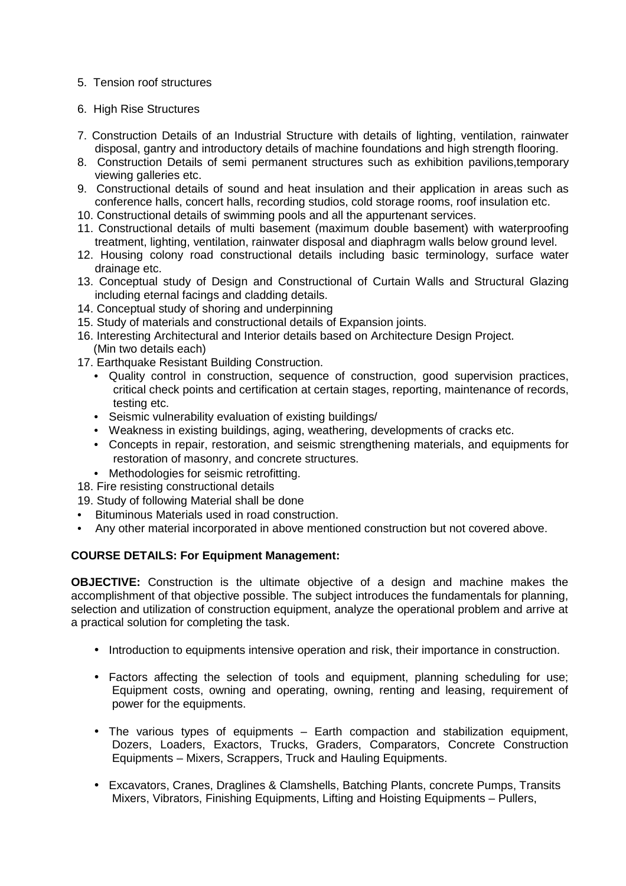5. Tension roof structures

6. High Rise Structures

7. Construction Details of an Industrial Structure with details of lighting, ventilation, rainwater disposal, gantry and introductory details of machine foundations and high strength flooring.
8. Construction Details of semi permanent structures such as exhibition pavilions,temporary viewing galleries etc.
9. Constructional details of sound and heat insulation and their application in areas such as conference halls, concert halls, recording studios, cold storage rooms, roof insulation etc.
10. Constructional details of swimming pools and all the appurtenant services.
11. Constructional details of multi basement (maximum double basement) with waterproofing treatment, lighting, ventilation, rainwater disposal and diaphragm walls below ground level.
12. Housing colony road constructional details including basic terminology, surface water drainage etc.
13. Conceptual study of Design and Constructional of Curtain Walls and Structural Glazing including eternal facings and cladding details.
14. Conceptual study of shoring and underpinning
15. Study of materials and constructional details of Expansion joints.
16. Interesting Architectural and Interior details based on Architecture Design Project. (Min two details each)
17. Earthquake Resistant Building Construction.
    - Quality control in construction, sequence of construction, good supervision practices, critical check points and certification at certain stages, reporting, maintenance of records, testing etc.
    - Seismic vulnerability evaluation of existing buildings/
    - Weakness in existing buildings, aging, weathering, developments of cracks etc.
    - Concepts in repair, restoration, and seismic strengthening materials, and equipments for restoration of masonry, and concrete structures.
    - Methodologies for seismic retrofitting.
18. Fire resisting constructional details
19. Study of following Material shall be done

- Bituminous Materials used in road construction.
- Any other material incorporated in above mentioned construction but not covered above.

**COURSE DETAILS: For Equipment Management:**

**OBJECTIVE:** Construction is the ultimate objective of a design and machine makes the accomplishment of that objective possible. The subject introduces the fundamentals for planning, selection and utilization of construction equipment, analyze the operational problem and arrive at a practical solution for completing the task.

- Introduction to equipments intensive operation and risk, their importance in construction.

- Factors affecting the selection of tools and equipment, planning scheduling for use; Equipment costs, owning and operating, owning, renting and leasing, requirement of power for the equipments.

- The various types of equipments – Earth compaction and stabilization equipment, Dozers, Loaders, Exactors, Trucks, Graders, Comparators, Concrete Construction Equipments – Mixers, Scrappers, Truck and Hauling Equipments.

- Excavators, Cranes, Draglines & Clamshells, Batching Plants, concrete Pumps, Transits Mixers, Vibrators, Finishing Equipments, Lifting and Hoisting Equipments – Pullers,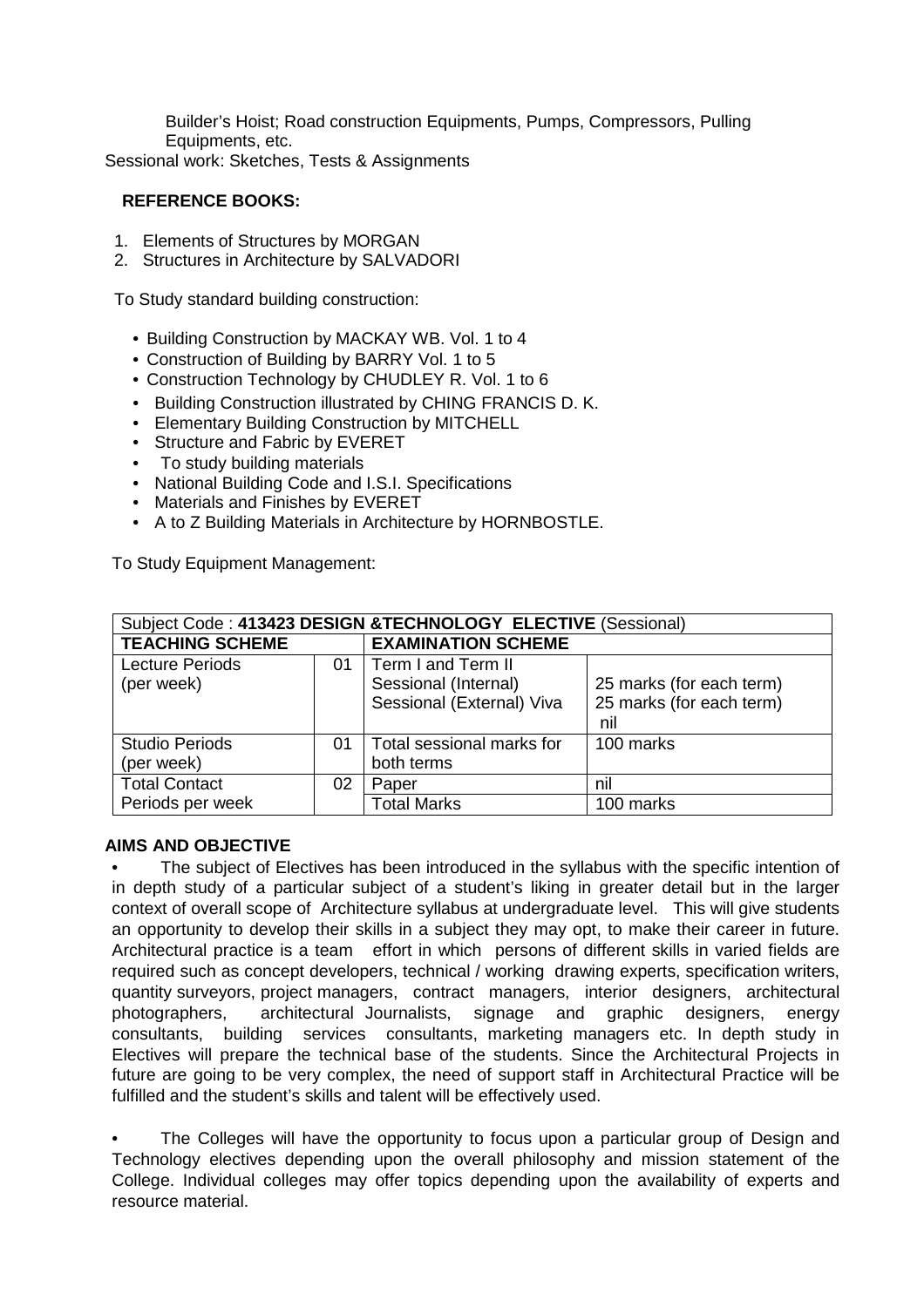Builder's Hoist; Road construction Equipments, Pumps, Compressors, Pulling Equipments, etc.

Sessional work: Sketches, Tests & Assignments

**REFERENCE BOOKS:**

1. Elements of Structures by MORGAN
2. Structures in Architecture by SALVADORI

To Study standard building construction:

- Building Construction by MACKAY WB. Vol. 1 to 4
- Construction of Building by BARRY Vol. 1 to 5
- Construction Technology by CHUDLEY R. Vol. 1 to 6
- Building Construction illustrated by CHING FRANCIS D. K.
- Elementary Building Construction by MITCHELL
- Structure and Fabric by EVERET
- To study building materials
- National Building Code and I.S.I. Specifications
- Materials and Finishes by EVERET
- A to Z Building Materials in Architecture by HORNBOSTLE.

To Study Equipment Management:

| Subject Code : **413423 DESIGN &TECHNOLOGY ELECTIVE** (Sessional) | | | |
|---|---|---|---|
| **TEACHING SCHEME** | | **EXAMINATION SCHEME** | |
| Lecture Periods (per week) | 01 | Term I and Term II<br>Sessional (Internal)<br>Sessional (External) Viva | <br>25 marks (for each term)<br>25 marks (for each term)<br>nil |
| Studio Periods (per week) | 01 | Total sessional marks for both terms | 100 marks |
| Total Contact Periods per week | 02 | Paper | nil |
| | | Total Marks | 100 marks |

**AIMS AND OBJECTIVE**

- The subject of Electives has been introduced in the syllabus with the specific intention of in depth study of a particular subject of a student's liking in greater detail but in the larger context of overall scope of Architecture syllabus at undergraduate level. This will give students an opportunity to develop their skills in a subject they may opt, to make their career in future. Architectural practice is a team effort in which persons of different skills in varied fields are required such as concept developers, technical / working drawing experts, specification writers, quantity surveyors, project managers, contract managers, interior designers, architectural photographers, architectural Journalists, signage and graphic designers, energy consultants, building services consultants, marketing managers etc. In depth study in Electives will prepare the technical base of the students. Since the Architectural Projects in future are going to be very complex, the need of support staff in Architectural Practice will be fulfilled and the student's skills and talent will be effectively used.

- The Colleges will have the opportunity to focus upon a particular group of Design and Technology electives depending upon the overall philosophy and mission statement of the College. Individual colleges may offer topics depending upon the availability of experts and resource material.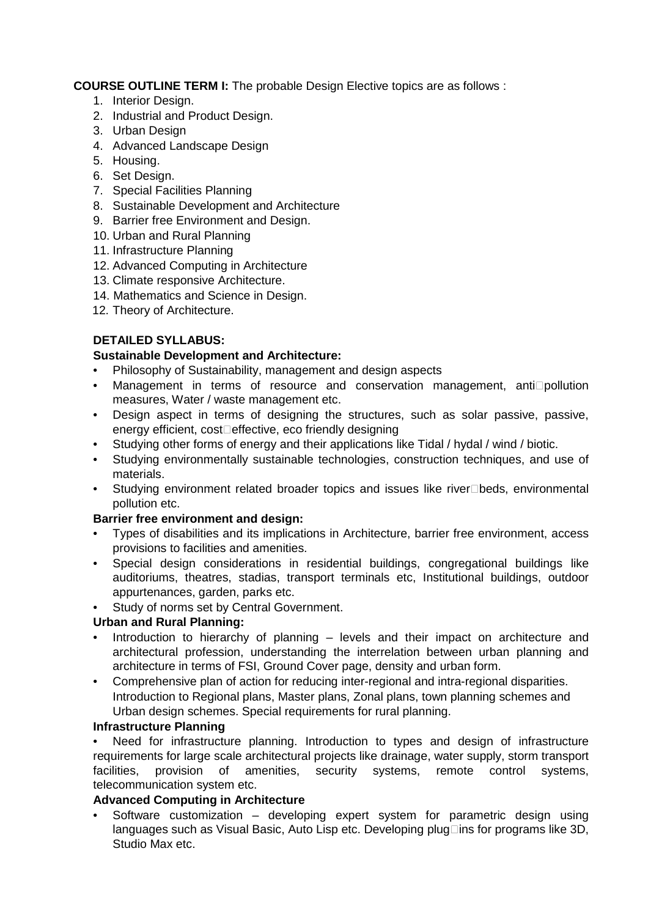**COURSE OUTLINE TERM I:** The probable Design Elective topics are as follows :

1. Interior Design.
2. Industrial and Product Design.
3. Urban Design
4. Advanced Landscape Design
5. Housing.
6. Set Design.
7. Special Facilities Planning
8. Sustainable Development and Architecture
9. Barrier free Environment and Design.
10. Urban and Rural Planning
11. Infrastructure Planning
12. Advanced Computing in Architecture
13. Climate responsive Architecture.
14. Mathematics and Science in Design.
12. Theory of Architecture.

**DETAILED SYLLABUS:**

**Sustainable Development and Architecture:**

- Philosophy of Sustainability, management and design aspects
- Management in terms of resource and conservation management, anti-pollution measures, Water / waste management etc.
- Design aspect in terms of designing the structures, such as solar passive, passive, energy efficient, cost-effective, eco friendly designing
- Studying other forms of energy and their applications like Tidal / hydal / wind / biotic.
- Studying environmentally sustainable technologies, construction techniques, and use of materials.
- Studying environment related broader topics and issues like river-beds, environmental pollution etc.

**Barrier free environment and design:**

- Types of disabilities and its implications in Architecture, barrier free environment, access provisions to facilities and amenities.
- Special design considerations in residential buildings, congregational buildings like auditoriums, theatres, stadias, transport terminals etc, Institutional buildings, outdoor appurtenances, garden, parks etc.
- Study of norms set by Central Government.

**Urban and Rural Planning:**

- Introduction to hierarchy of planning – levels and their impact on architecture and architectural profession, understanding the interrelation between urban planning and architecture in terms of FSI, Ground Cover page, density and urban form.
- Comprehensive plan of action for reducing inter-regional and intra-regional disparities. Introduction to Regional plans, Master plans, Zonal plans, town planning schemes and Urban design schemes. Special requirements for rural planning.

**Infrastructure Planning**

- Need for infrastructure planning. Introduction to types and design of infrastructure requirements for large scale architectural projects like drainage, water supply, storm transport facilities, provision of amenities, security systems, remote control systems, telecommunication system etc.

**Advanced Computing in Architecture**

- Software customization – developing expert system for parametric design using languages such as Visual Basic, Auto Lisp etc. Developing plug-ins for programs like 3D, Studio Max etc.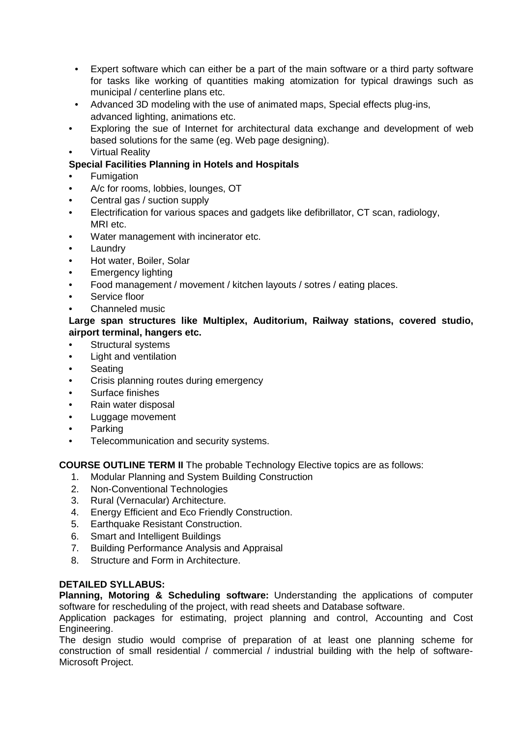- Expert software which can either be a part of the main software or a third party software for tasks like working of quantities making atomization for typical drawings such as municipal / centerline plans etc.
- Advanced 3D modeling with the use of animated maps, Special effects plug-ins, advanced lighting, animations etc.
- Exploring the sue of Internet for architectural data exchange and development of web based solutions for the same (eg. Web page designing).
- Virtual Reality

**Special Facilities Planning in Hotels and Hospitals**

- Fumigation
- A/c for rooms, lobbies, lounges, OT
- Central gas / suction supply
- Electrification for various spaces and gadgets like defibrillator, CT scan, radiology, MRI etc.
- Water management with incinerator etc.
- Laundry
- Hot water, Boiler, Solar
- Emergency lighting
- Food management / movement / kitchen layouts / sotres / eating places.
- Service floor
- Channeled music

**Large span structures like Multiplex, Auditorium, Railway stations, covered studio, airport terminal, hangers etc.**

- Structural systems
- Light and ventilation
- Seating
- Crisis planning routes during emergency
- Surface finishes
- Rain water disposal
- Luggage movement
- Parking
- Telecommunication and security systems.

**COURSE OUTLINE TERM II** The probable Technology Elective topics are as follows:

1. Modular Planning and System Building Construction
2. Non-Conventional Technologies
3. Rural (Vernacular) Architecture.
4. Energy Efficient and Eco Friendly Construction.
5. Earthquake Resistant Construction.
6. Smart and Intelligent Buildings
7. Building Performance Analysis and Appraisal
8. Structure and Form in Architecture.

**DETAILED SYLLABUS:**

**Planning, Motoring & Scheduling software:** Understanding the applications of computer software for rescheduling of the project, with read sheets and Database software.

Application packages for estimating, project planning and control, Accounting and Cost Engineering.

The design studio would comprise of preparation of at least one planning scheme for construction of small residential / commercial / industrial building with the help of software-Microsoft Project.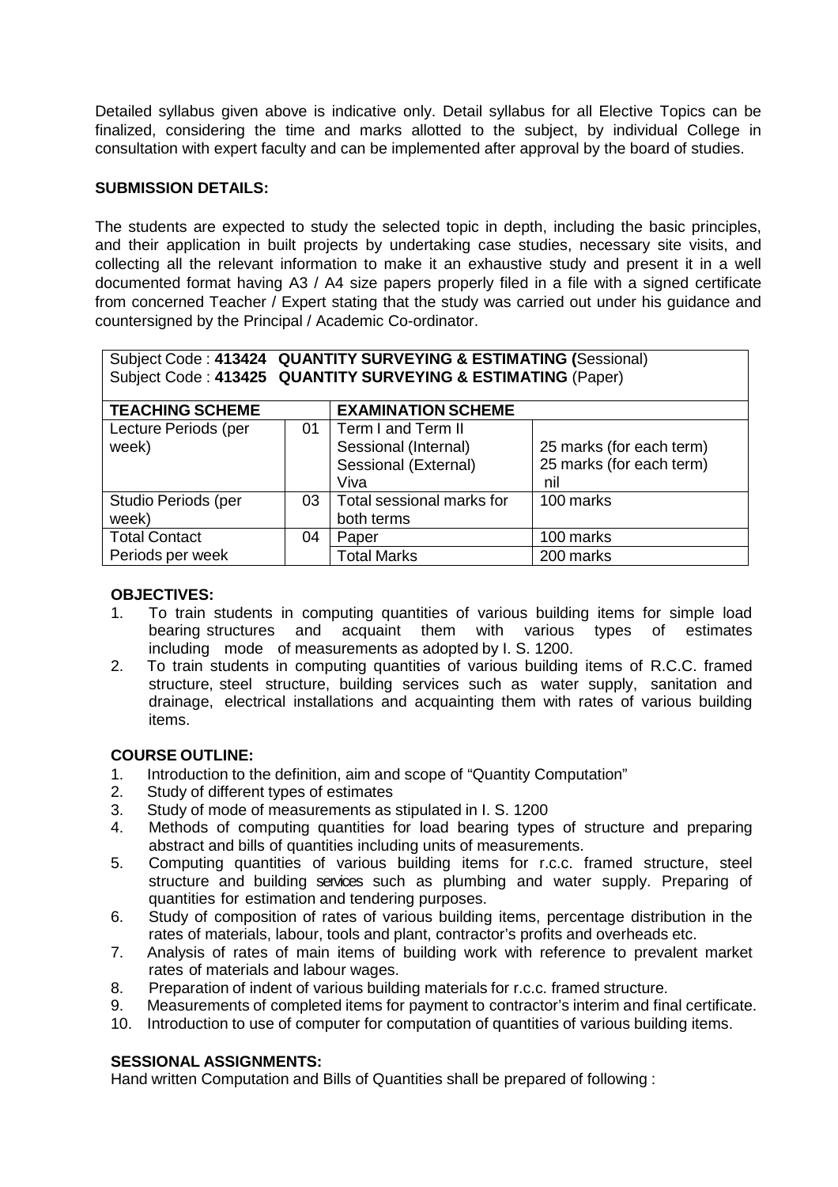Detailed syllabus given above is indicative only. Detail syllabus for all Elective Topics can be finalized, considering the time and marks allotted to the subject, by individual College in consultation with expert faculty and can be implemented after approval by the board of studies.

**SUBMISSION DETAILS:**

The students are expected to study the selected topic in depth, including the basic principles, and their application in built projects by undertaking case studies, necessary site visits, and collecting all the relevant information to make it an exhaustive study and present it in a well documented format having A3 / A4 size papers properly filed in a file with a signed certificate from concerned Teacher / Expert stating that the study was carried out under his guidance and countersigned by the Principal / Academic Co-ordinator.

Subject Code : **413424 QUANTITY SURVEYING & ESTIMATING (**Sessional)
Subject Code : **413425 QUANTITY SURVEYING & ESTIMATING** (Paper)

| **TEACHING SCHEME** | | **EXAMINATION SCHEME** | |
|---|---|---|---|
| Lecture Periods (per week) | 01 | Term I and Term II<br>Sessional (Internal)<br>Sessional (External)<br>Viva | <br>25 marks (for each term)<br>25 marks (for each term)<br>nil |
| Studio Periods (per week) | 03 | Total sessional marks for both terms | 100 marks |
| Total Contact Periods per week | 04 | Paper | 100 marks |
| | | Total Marks | 200 marks |

**OBJECTIVES:**

1. To train students in computing quantities of various building items for simple load bearing structures and acquaint them with various types of estimates including mode of measurements as adopted by I. S. 1200.
2. To train students in computing quantities of various building items of R.C.C. framed structure, steel structure, building services such as water supply, sanitation and drainage, electrical installations and acquainting them with rates of various building items.

**COURSE OUTLINE:**

1. Introduction to the definition, aim and scope of "Quantity Computation"
2. Study of different types of estimates
3. Study of mode of measurements as stipulated in I. S. 1200
4. Methods of computing quantities for load bearing types of structure and preparing abstract and bills of quantities including units of measurements.
5. Computing quantities of various building items for r.c.c. framed structure, steel structure and building services such as plumbing and water supply. Preparing of quantities for estimation and tendering purposes.
6. Study of composition of rates of various building items, percentage distribution in the rates of materials, labour, tools and plant, contractor's profits and overheads etc.
7. Analysis of rates of main items of building work with reference to prevalent market rates of materials and labour wages.
8. Preparation of indent of various building materials for r.c.c. framed structure.
9. Measurements of completed items for payment to contractor's interim and final certificate.
10. Introduction to use of computer for computation of quantities of various building items.

**SESSIONAL ASSIGNMENTS:**

Hand written Computation and Bills of Quantities shall be prepared of following :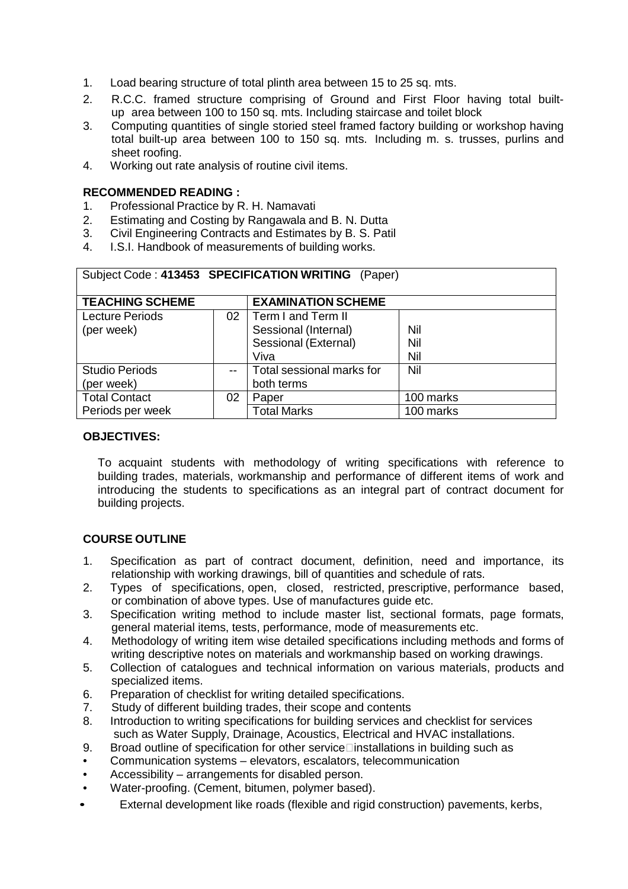1. Load bearing structure of total plinth area between 15 to 25 sq. mts.
2. R.C.C. framed structure comprising of Ground and First Floor having total built-up area between 100 to 150 sq. mts. Including staircase and toilet block
3. Computing quantities of single storied steel framed factory building or workshop having total built-up area between 100 to 150 sq. mts. Including m. s. trusses, purlins and sheet roofing.
4. Working out rate analysis of routine civil items.

**RECOMMENDED READING :**

1. Professional Practice by R. H. Namavati
2. Estimating and Costing by Rangawala and B. N. Dutta
3. Civil Engineering Contracts and Estimates by B. S. Patil
4. I.S.I. Handbook of measurements of building works.

| Subject Code : **413453 SPECIFICATION WRITING** (Paper) | | | |
|---|---|---|---|
| **TEACHING SCHEME** | | **EXAMINATION SCHEME** | |
| Lecture Periods (per week) | 02 | Term I and Term II<br>Sessional (Internal)<br>Sessional (External)<br>Viva | <br>Nil<br>Nil<br>Nil |
| Studio Periods (per week) | -- | Total sessional marks for both terms | Nil |
| Total Contact Periods per week | 02 | Paper | 100 marks |
| | | Total Marks | 100 marks |

**OBJECTIVES:**

To acquaint students with methodology of writing specifications with reference to building trades, materials, workmanship and performance of different items of work and introducing the students to specifications as an integral part of contract document for building projects.

**COURSE OUTLINE**

1. Specification as part of contract document, definition, need and importance, its relationship with working drawings, bill of quantities and schedule of rats.
2. Types of specifications, open, closed, restricted, prescriptive, performance based, or combination of above types. Use of manufactures guide etc.
3. Specification writing method to include master list, sectional formats, page formats, general material items, tests, performance, mode of measurements etc.
4. Methodology of writing item wise detailed specifications including methods and forms of writing descriptive notes on materials and workmanship based on working drawings.
5. Collection of catalogues and technical information on various materials, products and specialized items.
6. Preparation of checklist for writing detailed specifications.
7. Study of different building trades, their scope and contents
8. Introduction to writing specifications for building services and checklist for services such as Water Supply, Drainage, Acoustics, Electrical and HVAC installations.
9. Broad outline of specification for other service installations in building such as

- Communication systems – elevators, escalators, telecommunication
- Accessibility – arrangements for disabled person.
- Water-proofing. (Cement, bitumen, polymer based).
- External development like roads (flexible and rigid construction) pavements, kerbs,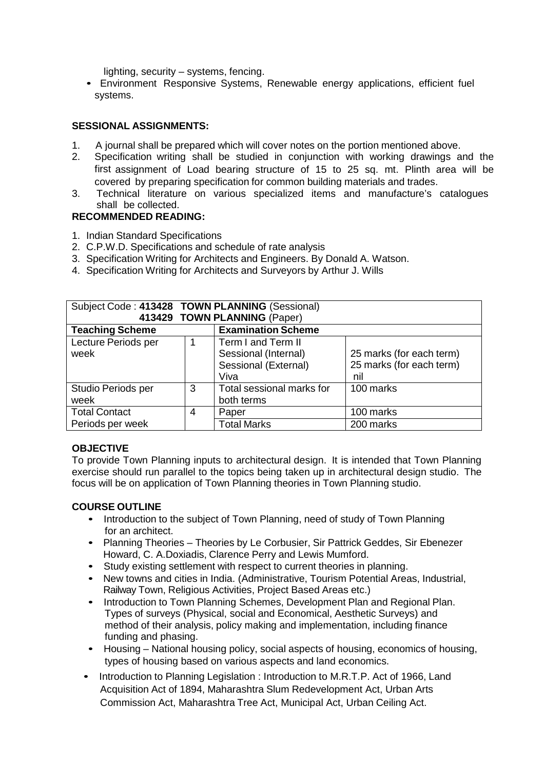lighting, security – systems, fencing.

- Environment Responsive Systems, Renewable energy applications, efficient fuel systems.

**SESSIONAL ASSIGNMENTS:**

1. A journal shall be prepared which will cover notes on the portion mentioned above.
2. Specification writing shall be studied in conjunction with working drawings and the first assignment of Load bearing structure of 15 to 25 sq. mt. Plinth area will be covered by preparing specification for common building materials and trades.
3. Technical literature on various specialized items and manufacture's catalogues shall be collected.

**RECOMMENDED READING:**

1. Indian Standard Specifications
2. C.P.W.D. Specifications and schedule of rate analysis
3. Specification Writing for Architects and Engineers. By Donald A. Watson.
4. Specification Writing for Architects and Surveyors by Arthur J. Wills

| Subject Code : **413428 TOWN PLANNING** (Sessional)<br>**413429 TOWN PLANNING** (Paper) | | | |
|---|---|---|---|
| **Teaching Scheme** | | **Examination Scheme** | |
| Lecture Periods per week | 1 | Term I and Term II<br>Sessional (Internal)<br>Sessional (External)<br>Viva | <br>25 marks (for each term)<br>25 marks (for each term)<br>nil |
| Studio Periods per week | 3 | Total sessional marks for both terms | 100 marks |
| Total Contact Periods per week | 4 | Paper | 100 marks |
| | | Total Marks | 200 marks |

**OBJECTIVE**

To provide Town Planning inputs to architectural design. It is intended that Town Planning exercise should run parallel to the topics being taken up in architectural design studio. The focus will be on application of Town Planning theories in Town Planning studio.

**COURSE OUTLINE**

- Introduction to the subject of Town Planning, need of study of Town Planning for an architect.
- Planning Theories – Theories by Le Corbusier, Sir Pattrick Geddes, Sir Ebenezer Howard, C. A.Doxiadis, Clarence Perry and Lewis Mumford.
- Study existing settlement with respect to current theories in planning.
- New towns and cities in India. (Administrative, Tourism Potential Areas, Industrial, Railway Town, Religious Activities, Project Based Areas etc.)
- Introduction to Town Planning Schemes, Development Plan and Regional Plan. Types of surveys (Physical, social and Economical, Aesthetic Surveys) and method of their analysis, policy making and implementation, including finance funding and phasing.
- Housing – National housing policy, social aspects of housing, economics of housing, types of housing based on various aspects and land economics.
- Introduction to Planning Legislation : Introduction to M.R.T.P. Act of 1966, Land Acquisition Act of 1894, Maharashtra Slum Redevelopment Act, Urban Arts Commission Act, Maharashtra Tree Act, Municipal Act, Urban Ceiling Act.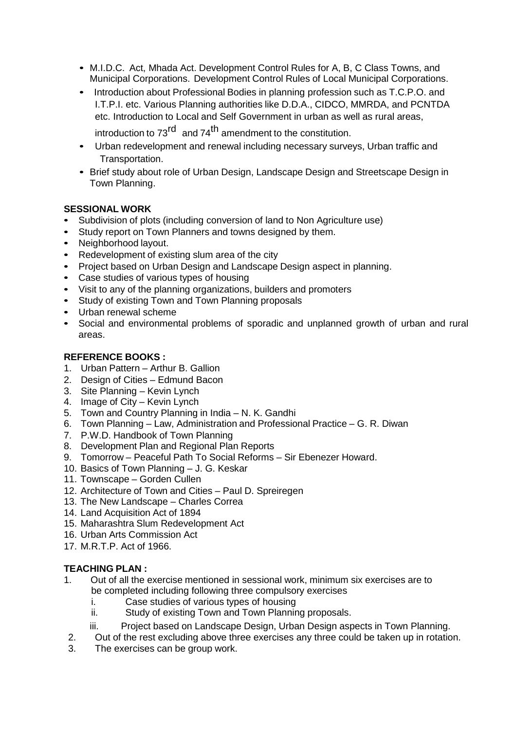- M.I.D.C. Act, Mhada Act. Development Control Rules for A, B, C Class Towns, and Municipal Corporations. Development Control Rules of Local Municipal Corporations.
- Introduction about Professional Bodies in planning profession such as T.C.P.O. and I.T.P.I. etc. Various Planning authorities like D.D.A., CIDCO, MMRDA, and PCNTDA etc. Introduction to Local and Self Government in urban as well as rural areas, introduction to 73rd and 74th amendment to the constitution.
- Urban redevelopment and renewal including necessary surveys, Urban traffic and Transportation.
- Brief study about role of Urban Design, Landscape Design and Streetscape Design in Town Planning.

**SESSIONAL WORK**

- Subdivision of plots (including conversion of land to Non Agriculture use)
- Study report on Town Planners and towns designed by them.
- Neighborhood layout.
- Redevelopment of existing slum area of the city
- Project based on Urban Design and Landscape Design aspect in planning.
- Case studies of various types of housing
- Visit to any of the planning organizations, builders and promoters
- Study of existing Town and Town Planning proposals
- Urban renewal scheme
- Social and environmental problems of sporadic and unplanned growth of urban and rural areas.

**REFERENCE BOOKS :**

1. Urban Pattern – Arthur B. Gallion
2. Design of Cities – Edmund Bacon
3. Site Planning – Kevin Lynch
4. Image of City – Kevin Lynch
5. Town and Country Planning in India – N. K. Gandhi
6. Town Planning – Law, Administration and Professional Practice – G. R. Diwan
7. P.W.D. Handbook of Town Planning
8. Development Plan and Regional Plan Reports
9. Tomorrow – Peaceful Path To Social Reforms – Sir Ebenezer Howard.
10. Basics of Town Planning – J. G. Keskar
11. Townscape – Gorden Cullen
12. Architecture of Town and Cities – Paul D. Spreiregen
13. The New Landscape – Charles Correa
14. Land Acquisition Act of 1894
15. Maharashtra Slum Redevelopment Act
16. Urban Arts Commission Act
17. M.R.T.P. Act of 1966.

**TEACHING PLAN :**

1. Out of all the exercise mentioned in sessional work, minimum six exercises are to be completed including following three compulsory exercises
   i. Case studies of various types of housing
   ii. Study of existing Town and Town Planning proposals.
   iii. Project based on Landscape Design, Urban Design aspects in Town Planning.
2. Out of the rest excluding above three exercises any three could be taken up in rotation.
3. The exercises can be group work.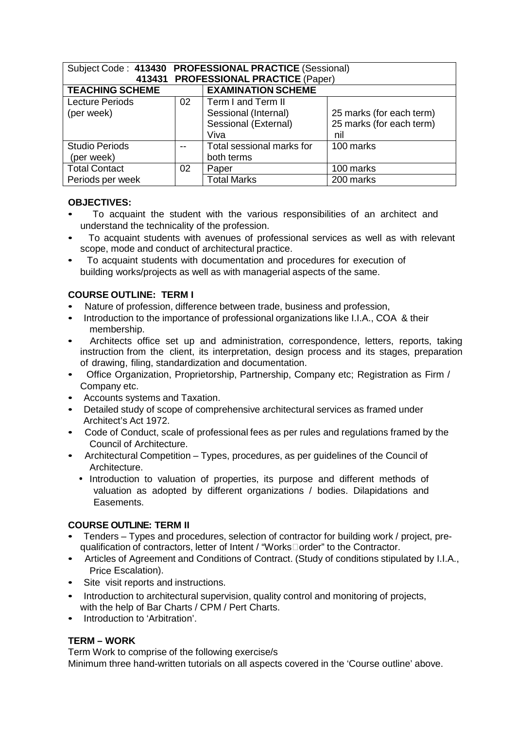| Subject Code : **413430 PROFESSIONAL PRACTICE** (Sessional)<br>**413431 PROFESSIONAL PRACTICE** (Paper) | | | |
|---|---|---|---|
| **TEACHING SCHEME** | | **EXAMINATION SCHEME** | |
| Lecture Periods (per week) | 02 | Term I and Term II<br>Sessional (Internal)<br>Sessional (External)<br>Viva | <br>25 marks (for each term)<br>25 marks (for each term)<br>nil |
| Studio Periods (per week) | -- | Total sessional marks for both terms | 100 marks |
| Total Contact Periods per week | 02 | Paper | 100 marks |
| | | Total Marks | 200 marks |

**OBJECTIVES:**

- To acquaint the student with the various responsibilities of an architect and understand the technicality of the profession.
- To acquaint students with avenues of professional services as well as with relevant scope, mode and conduct of architectural practice.
- To acquaint students with documentation and procedures for execution of building works/projects as well as with managerial aspects of the same.

**COURSE OUTLINE: TERM I**

- Nature of profession, difference between trade, business and profession,
- Introduction to the importance of professional organizations like I.I.A., COA & their membership.
- Architects office set up and administration, correspondence, letters, reports, taking instruction from the client, its interpretation, design process and its stages, preparation of drawing, filing, standardization and documentation.
- Office Organization, Proprietorship, Partnership, Company etc; Registration as Firm / Company etc.
- Accounts systems and Taxation.
- Detailed study of scope of comprehensive architectural services as framed under Architect's Act 1972.
- Code of Conduct, scale of professional fees as per rules and regulations framed by the Council of Architecture.
- Architectural Competition – Types, procedures, as per guidelines of the Council of Architecture.
  - Introduction to valuation of properties, its purpose and different methods of valuation as adopted by different organizations / bodies. Dilapidations and Easements.

**COURSE OUTLINE: TERM II**

- Tenders – Types and procedures, selection of contractor for building work / project, pre-qualification of contractors, letter of Intent / "Works order" to the Contractor.
- Articles of Agreement and Conditions of Contract. (Study of conditions stipulated by I.I.A., Price Escalation).
- Site visit reports and instructions.
- Introduction to architectural supervision, quality control and monitoring of projects, with the help of Bar Charts / CPM / Pert Charts.
- Introduction to 'Arbitration'.

**TERM – WORK**

Term Work to comprise of the following exercise/s

Minimum three hand-written tutorials on all aspects covered in the 'Course outline' above.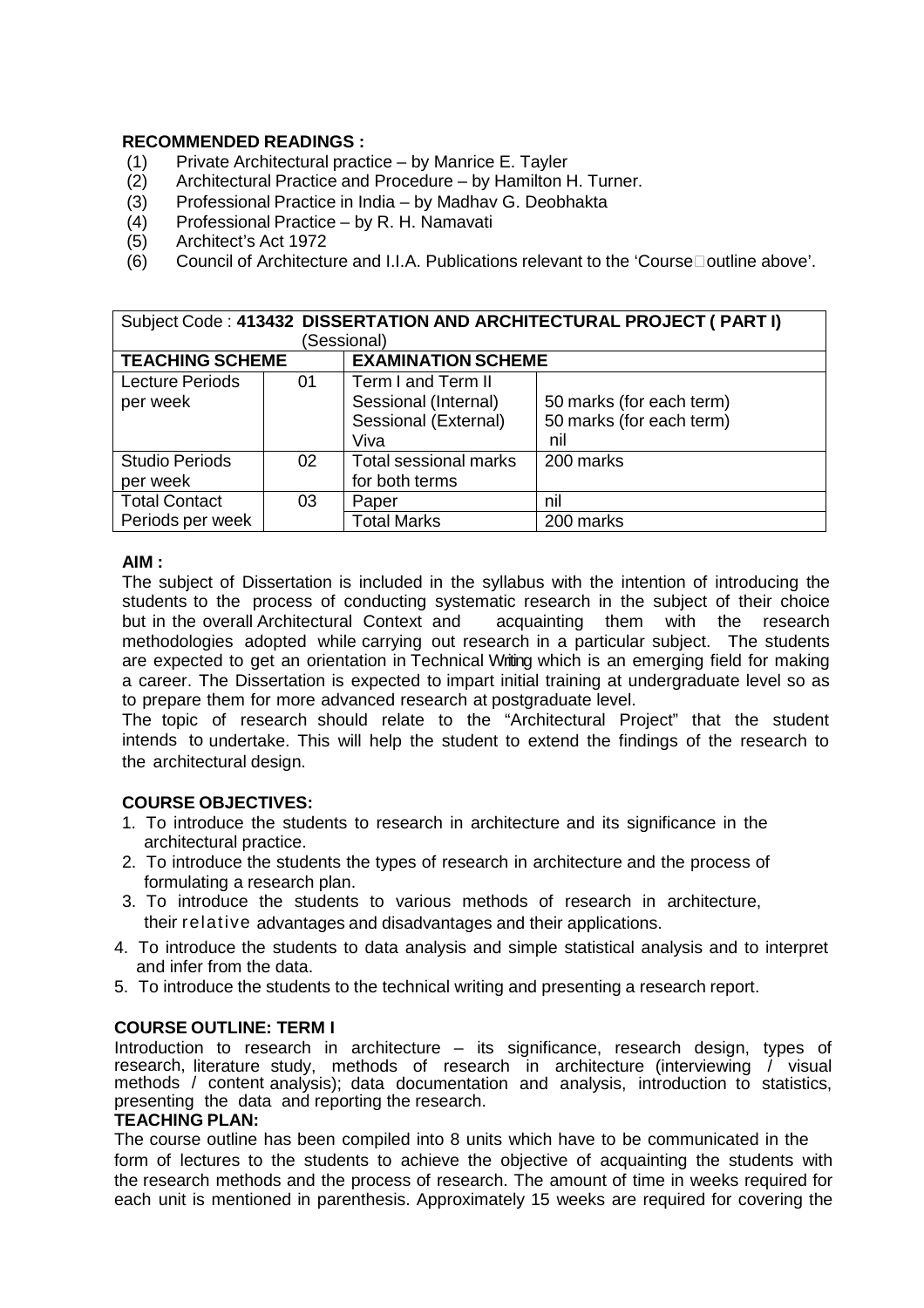**RECOMMENDED READINGS :**

(1) Private Architectural practice – by Manrice E. Tayler
(2) Architectural Practice and Procedure – by Hamilton H. Turner.
(3) Professional Practice in India – by Madhav G. Deobhakta
(4) Professional Practice – by R. H. Namavati
(5) Architect's Act 1972
(6) Council of Architecture and I.I.A. Publications relevant to the 'Course outline above'.

| Subject Code : **413432 DISSERTATION AND ARCHITECTURAL PROJECT ( PART I)** (Sessional) | | | |
|---|---|---|---|
| **TEACHING SCHEME** | | **EXAMINATION SCHEME** | |
| Lecture Periods per week | 01 | Term I and Term II<br>Sessional (Internal)<br>Sessional (External)<br>Viva | <br>50 marks (for each term)<br>50 marks (for each term)<br>nil |
| Studio Periods per week | 02 | Total sessional marks for both terms | 200 marks |
| Total Contact Periods per week | 03 | Paper | nil |
| | | Total Marks | 200 marks |

**AIM :**

The subject of Dissertation is included in the syllabus with the intention of introducing the students to the process of conducting systematic research in the subject of their choice but in the overall Architectural Context and acquainting them with the research methodologies adopted while carrying out research in a particular subject. The students are expected to get an orientation in Technical Writing which is an emerging field for making a career. The Dissertation is expected to impart initial training at undergraduate level so as to prepare them for more advanced research at postgraduate level.

The topic of research should relate to the "Architectural Project" that the student intends to undertake. This will help the student to extend the findings of the research to the architectural design.

**COURSE OBJECTIVES:**

1. To introduce the students to research in architecture and its significance in the architectural practice.
2. To introduce the students the types of research in architecture and the process of formulating a research plan.
3. To introduce the students to various methods of research in architecture, their relative advantages and disadvantages and their applications.
4. To introduce the students to data analysis and simple statistical analysis and to interpret and infer from the data.
5. To introduce the students to the technical writing and presenting a research report.

**COURSE OUTLINE: TERM I**

Introduction to research in architecture – its significance, research design, types of research, literature study, methods of research in architecture (interviewing / visual methods / content analysis); data documentation and analysis, introduction to statistics, presenting the data and reporting the research.

**TEACHING PLAN:**

The course outline has been compiled into 8 units which have to be communicated in the form of lectures to the students to achieve the objective of acquainting the students with the research methods and the process of research. The amount of time in weeks required for each unit is mentioned in parenthesis. Approximately 15 weeks are required for covering the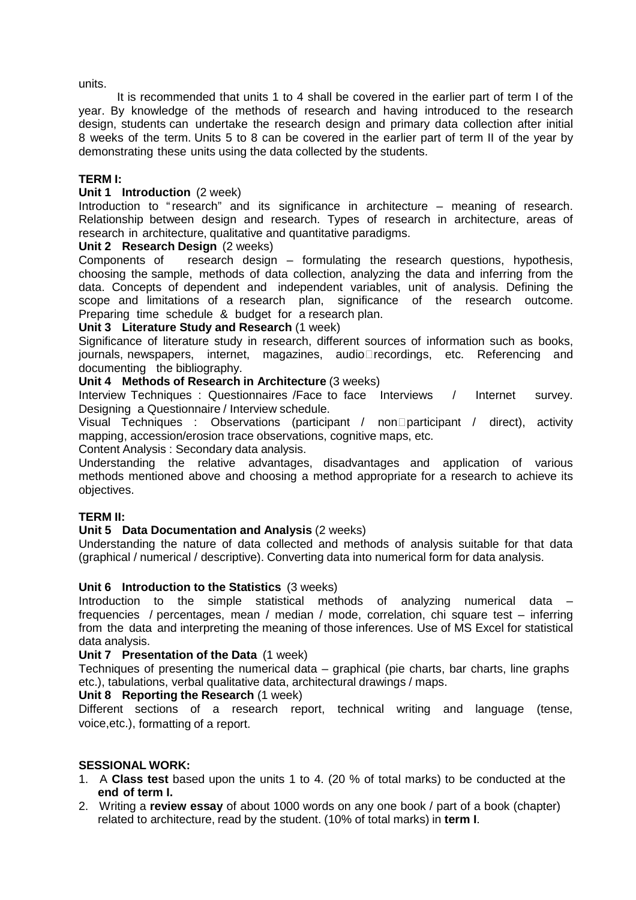units.

It is recommended that units 1 to 4 shall be covered in the earlier part of term I of the year. By knowledge of the methods of research and having introduced to the research design, students can undertake the research design and primary data collection after initial 8 weeks of the term. Units 5 to 8 can be covered in the earlier part of term II of the year by demonstrating these units using the data collected by the students.

**TERM I:**

**Unit 1 Introduction** (2 week)

Introduction to "research" and its significance in architecture – meaning of research. Relationship between design and research. Types of research in architecture, areas of research in architecture, qualitative and quantitative paradigms.

**Unit 2 Research Design** (2 weeks)

Components of research design – formulating the research questions, hypothesis, choosing the sample, methods of data collection, analyzing the data and inferring from the data. Concepts of dependent and independent variables, unit of analysis. Defining the scope and limitations of a research plan, significance of the research outcome. Preparing time schedule & budget for a research plan.

**Unit 3 Literature Study and Research** (1 week)

Significance of literature study in research, different sources of information such as books, journals, newspapers, internet, magazines, audio‐recordings, etc. Referencing and documenting the bibliography.

**Unit 4 Methods of Research in Architecture** (3 weeks)

Interview Techniques : Questionnaires /Face to face Interviews / Internet survey. Designing a Questionnaire / Interview schedule.

Visual Techniques : Observations (participant / non‐participant / direct), activity mapping, accession/erosion trace observations, cognitive maps, etc.

Content Analysis : Secondary data analysis.

Understanding the relative advantages, disadvantages and application of various methods mentioned above and choosing a method appropriate for a research to achieve its objectives.

**TERM II:**

**Unit 5 Data Documentation and Analysis** (2 weeks)

Understanding the nature of data collected and methods of analysis suitable for that data (graphical / numerical / descriptive). Converting data into numerical form for data analysis.

**Unit 6 Introduction to the Statistics** (3 weeks)

Introduction to the simple statistical methods of analyzing numerical data – frequencies / percentages, mean / median / mode, correlation, chi square test – inferring from the data and interpreting the meaning of those inferences. Use of MS Excel for statistical data analysis.

**Unit 7 Presentation of the Data** (1 week)

Techniques of presenting the numerical data – graphical (pie charts, bar charts, line graphs etc.), tabulations, verbal qualitative data, architectural drawings / maps.

**Unit 8 Reporting the Research** (1 week)

Different sections of a research report, technical writing and language (tense, voice,etc.), formatting of a report.

**SESSIONAL WORK:**

1. A **Class test** based upon the units 1 to 4. (20 % of total marks) to be conducted at the **end of term I.**
2. Writing a **review essay** of about 1000 words on any one book / part of a book (chapter) related to architecture, read by the student. (10% of total marks) in **term I**.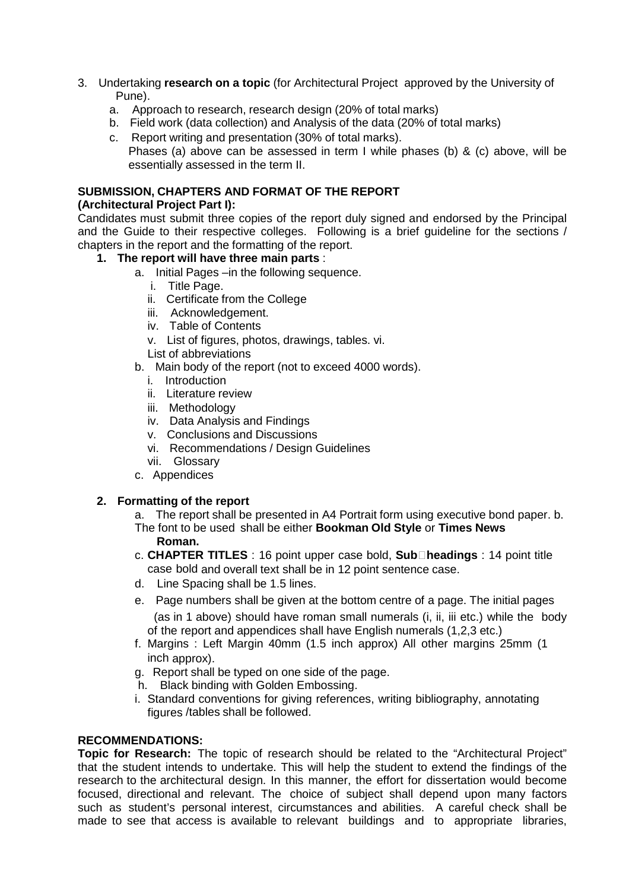3. Undertaking **research on a topic** (for Architectural Project approved by the University of Pune).
   a. Approach to research, research design (20% of total marks)
   b. Field work (data collection) and Analysis of the data (20% of total marks)
   c. Report writing and presentation (30% of total marks).
   
   Phases (a) above can be assessed in term I while phases (b) & (c) above, will be essentially assessed in the term II.

**SUBMISSION, CHAPTERS AND FORMAT OF THE REPORT**
**(Architectural Project Part I):**

Candidates must submit three copies of the report duly signed and endorsed by the Principal and the Guide to their respective colleges. Following is a brief guideline for the sections / chapters in the report and the formatting of the report.

1. **The report will have three main parts** :
   a. Initial Pages –in the following sequence.
      i. Title Page.
      ii. Certificate from the College
      iii. Acknowledgement.
      iv. Table of Contents
      v. List of figures, photos, drawings, tables.
      vi. List of abbreviations
   b. Main body of the report (not to exceed 4000 words).
      i. Introduction
      ii. Literature review
      iii. Methodology
      iv. Data Analysis and Findings
      v. Conclusions and Discussions
      vi. Recommendations / Design Guidelines
      vii. Glossary
   c. Appendices

2. **Formatting of the report**
   a. The report shall be presented in A4 Portrait form using executive bond paper.
   b. The font to be used shall be either **Bookman Old Style** or **Times News Roman.**
   c. **CHAPTER TITLES** : 16 point upper case bold, **Sub-headings** : 14 point title case bold and overall text shall be in 12 point sentence case.
   d. Line Spacing shall be 1.5 lines.
   e. Page numbers shall be given at the bottom centre of a page. The initial pages (as in 1 above) should have roman small numerals (i, ii, iii etc.) while the body of the report and appendices shall have English numerals (1,2,3 etc.)
   f. Margins : Left Margin 40mm (1.5 inch approx) All other margins 25mm (1 inch approx).
   g. Report shall be typed on one side of the page.
   h. Black binding with Golden Embossing.
   i. Standard conventions for giving references, writing bibliography, annotating figures /tables shall be followed.

**RECOMMENDATIONS:**

**Topic for Research:** The topic of research should be related to the "Architectural Project" that the student intends to undertake. This will help the student to extend the findings of the research to the architectural design. In this manner, the effort for dissertation would become focused, directional and relevant. The choice of subject shall depend upon many factors such as student's personal interest, circumstances and abilities. A careful check shall be made to see that access is available to relevant buildings and to appropriate libraries,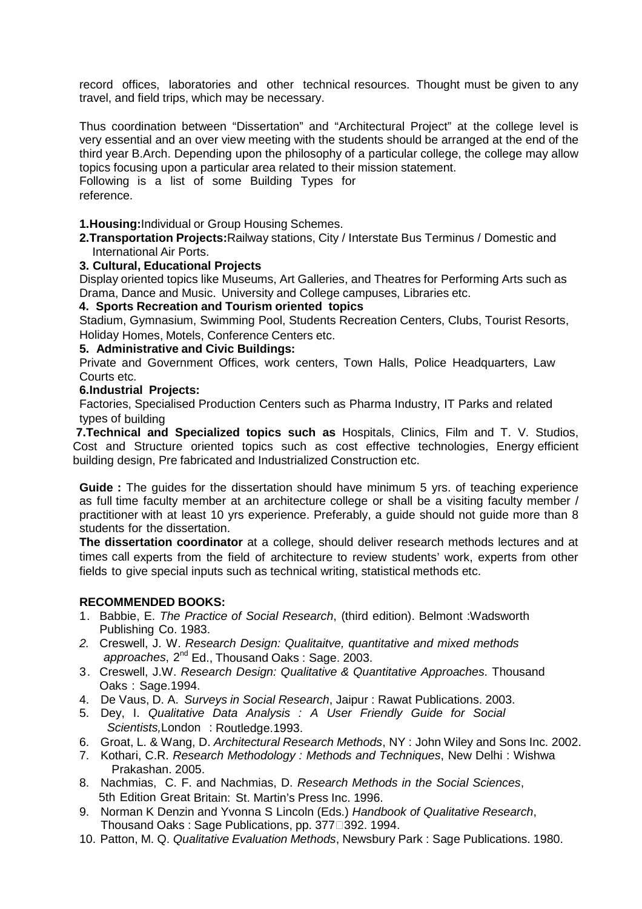record offices, laboratories and other technical resources. Thought must be given to any travel, and field trips, which may be necessary.

Thus coordination between "Dissertation" and "Architectural Project" at the college level is very essential and an over view meeting with the students should be arranged at the end of the third year B.Arch. Depending upon the philosophy of a particular college, the college may allow topics focusing upon a particular area related to their mission statement.
Following is a list of some Building Types for reference.

**1. Housing:** Individual or Group Housing Schemes.

**2. Transportation Projects:** Railway stations, City / Interstate Bus Terminus / Domestic and International Air Ports.

**3. Cultural, Educational Projects**

Display oriented topics like Museums, Art Galleries, and Theatres for Performing Arts such as Drama, Dance and Music. University and College campuses, Libraries etc.

**4. Sports Recreation and Tourism oriented topics**

Stadium, Gymnasium, Swimming Pool, Students Recreation Centers, Clubs, Tourist Resorts, Holiday Homes, Motels, Conference Centers etc.

**5. Administrative and Civic Buildings:**

Private and Government Offices, work centers, Town Halls, Police Headquarters, Law Courts etc.

**6. Industrial Projects:**

Factories, Specialised Production Centers such as Pharma Industry, IT Parks and related types of building

**7. Technical and Specialized topics such as** Hospitals, Clinics, Film and T. V. Studios, Cost and Structure oriented topics such as cost effective technologies, Energy efficient building design, Pre fabricated and Industrialized Construction etc.

**Guide :** The guides for the dissertation should have minimum 5 yrs. of teaching experience as full time faculty member at an architecture college or shall be a visiting faculty member / practitioner with at least 10 yrs experience. Preferably, a guide should not guide more than 8 students for the dissertation.

**The dissertation coordinator** at a college, should deliver research methods lectures and at times call experts from the field of architecture to review students' work, experts from other fields to give special inputs such as technical writing, statistical methods etc.

**RECOMMENDED BOOKS:**

1. Babbie, E. *The Practice of Social Research*, (third edition). Belmont :Wadsworth Publishing Co. 1983.
2. Creswell, J. W. *Research Design: Qualitaitve, quantitative and mixed methods approaches*, 2nd Ed., Thousand Oaks : Sage. 2003.
3. Creswell, J.W. *Research Design: Qualitative & Quantitative Approaches*. Thousand Oaks : Sage.1994.
4. De Vaus, D. A. *Surveys in Social Research*, Jaipur : Rawat Publications. 2003.
5. Dey, I. *Qualitative Data Analysis : A User Friendly Guide for Social Scientists,* London : Routledge.1993.
6. Groat, L. & Wang, D. *Architectural Research Methods*, NY : John Wiley and Sons Inc. 2002.
7. Kothari, C.R. *Research Methodology : Methods and Techniques*, New Delhi : Wishwa Prakashan. 2005.
8. Nachmias, C. F. and Nachmias, D. *Research Methods in the Social Sciences*, 5th Edition Great Britain: St. Martin's Press Inc. 1996.
9. Norman K Denzin and Yvonna S Lincoln (Eds.) *Handbook of Qualitative Research*, Thousand Oaks : Sage Publications, pp. 377–392. 1994.
10. Patton, M. Q. *Qualitative Evaluation Methods*, Newsbury Park : Sage Publications. 1980.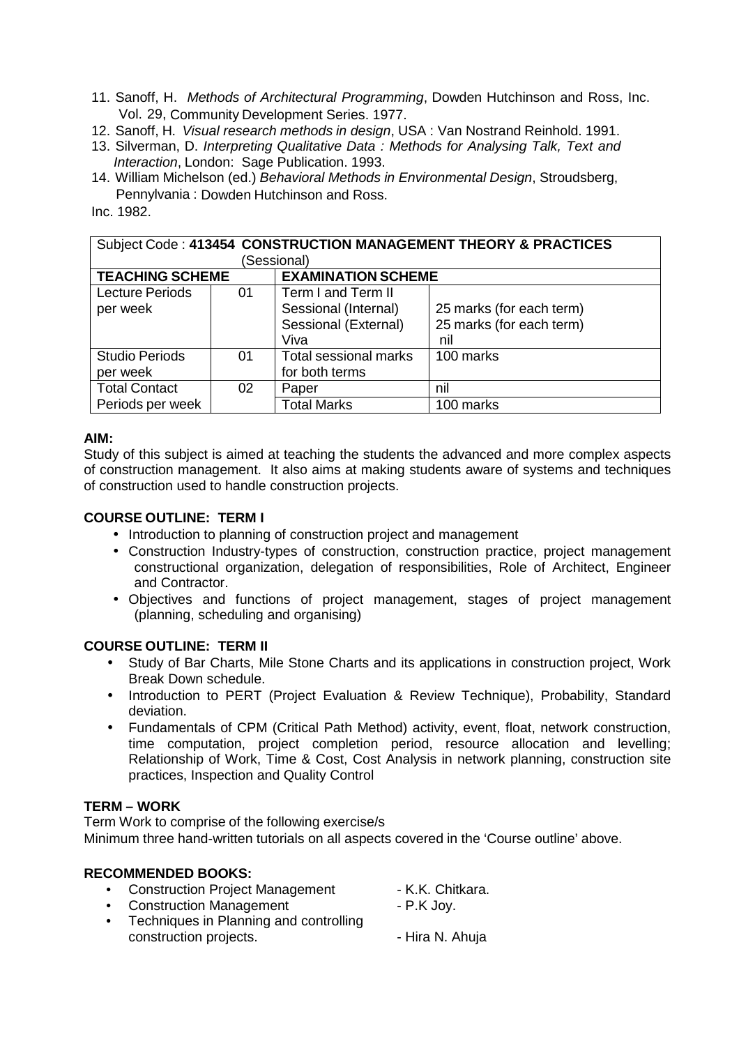11. Sanoff, H. *Methods of Architectural Programming*, Dowden Hutchinson and Ross, Inc. Vol. 29, Community Development Series. 1977.
12. Sanoff, H. *Visual research methods in design*, USA : Van Nostrand Reinhold. 1991.
13. Silverman, D. *Interpreting Qualitative Data : Methods for Analysing Talk, Text and Interaction*, London: Sage Publication. 1993.
14. William Michelson (ed.) *Behavioral Methods in Environmental Design*, Stroudsberg, Pennylvania : Dowden Hutchinson and Ross.

Inc. 1982.

| Subject Code : **413454 CONSTRUCTION MANAGEMENT THEORY & PRACTICES** (Sessional) | | | |
|---|---|---|---|
| **TEACHING SCHEME** | | **EXAMINATION SCHEME** | |
| Lecture Periods per week | 01 | Term I and Term II<br>Sessional (Internal)<br>Sessional (External)<br>Viva | <br>25 marks (for each term)<br>25 marks (for each term)<br>nil |
| Studio Periods per week | 01 | Total sessional marks for both terms | 100 marks |
| Total Contact Periods per week | 02 | Paper | nil |
| | | Total Marks | 100 marks |

**AIM:**

Study of this subject is aimed at teaching the students the advanced and more complex aspects of construction management. It also aims at making students aware of systems and techniques of construction used to handle construction projects.

**COURSE OUTLINE: TERM I**

- Introduction to planning of construction project and management
- Construction Industry-types of construction, construction practice, project management constructional organization, delegation of responsibilities, Role of Architect, Engineer and Contractor.
- Objectives and functions of project management, stages of project management (planning, scheduling and organising)

**COURSE OUTLINE: TERM II**

- Study of Bar Charts, Mile Stone Charts and its applications in construction project, Work Break Down schedule.
- Introduction to PERT (Project Evaluation & Review Technique), Probability, Standard deviation.
- Fundamentals of CPM (Critical Path Method) activity, event, float, network construction, time computation, project completion period, resource allocation and levelling; Relationship of Work, Time & Cost, Cost Analysis in network planning, construction site practices, Inspection and Quality Control

**TERM – WORK**

Term Work to comprise of the following exercise/s

Minimum three hand-written tutorials on all aspects covered in the 'Course outline' above.

**RECOMMENDED BOOKS:**

- Construction Project Management - K.K. Chitkara.
- Construction Management - P.K Joy.
- Techniques in Planning and controlling construction projects. - Hira N. Ahuja